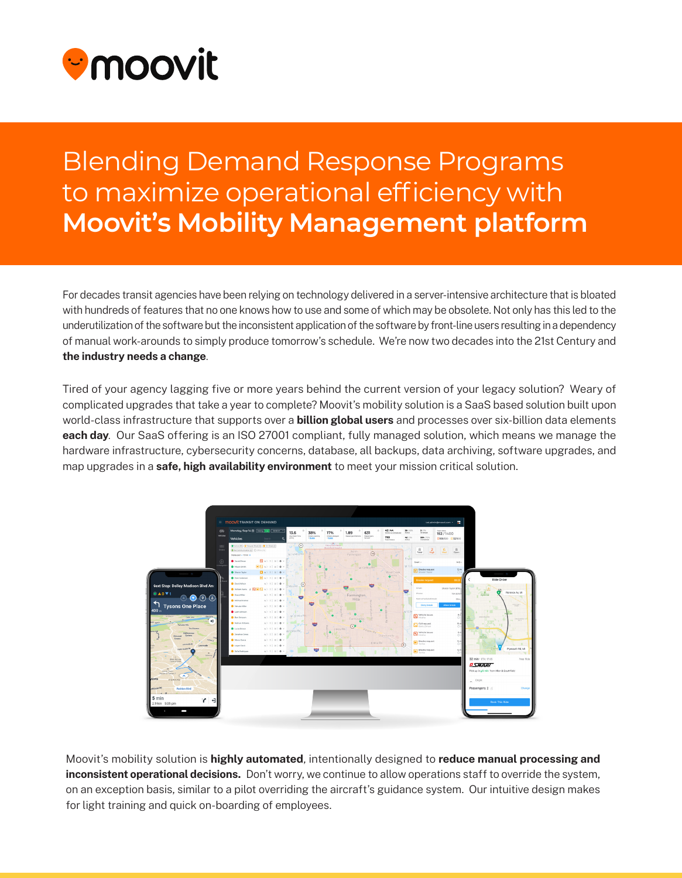moovit

# Blending Demand Response Programs to maximize operational efficiency with **Moovit's Mobility Management platform**

For decades transit agencies have been relying on technology delivered in a server-intensive architecture that is bloated with hundreds of features that no one knows how to use and some of which may be obsolete. Not only has this led to the underutilization of the software but the inconsistent application of the software by front-line users resulting in a dependency of manual work-arounds to simply produce tomorrow's schedule. We're now two decades into the 21st Century and **the industry needs a change**.

Tired of your agency lagging five or more years behind the current version of your legacy solution? Weary of complicated upgrades that take a year to complete? Moovit's mobility solution is a SaaS based solution built upon world-class infrastructure that supports over a **billion global users** and processes over six-billion data elements **each day**. Our SaaS offering is an ISO 27001 compliant, fully managed solution, which means we manage the hardware infrastructure, cybersecurity concerns, database, all backups, data archiving, software upgrades, and map upgrades in a **safe, high availability environment** to meet your mission critical solution.

Moovit's mobility solution is **highly automated**, intentionally designed to **reduce manual processing and inconsistent operational decisions.** Don't worry, we continue to allow operations staff to override the system, on an exception basis, similar to a pilot overriding the aircraft's guidance system. Our intuitive design makes for light training and quick on-boarding of employees.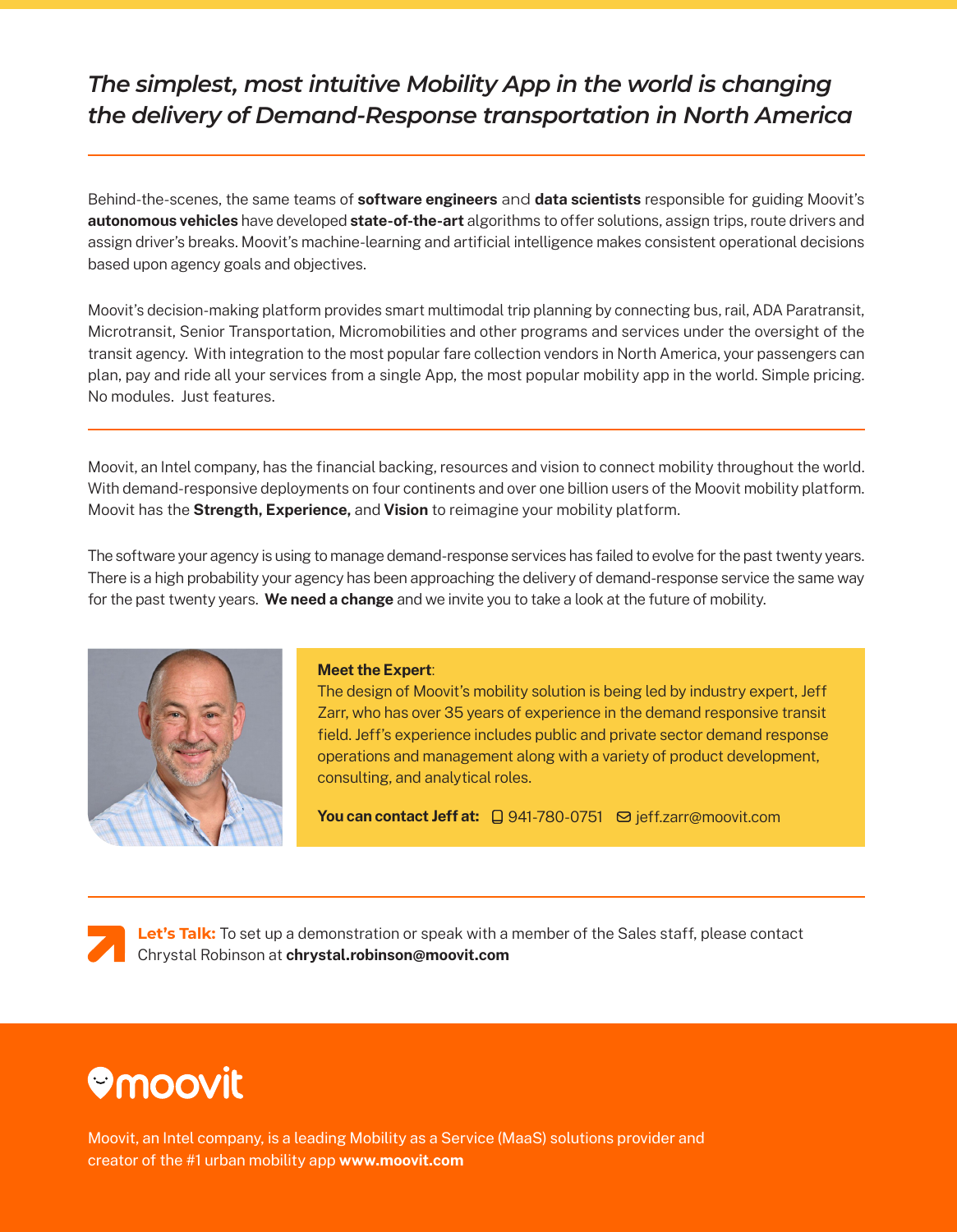# *The simplest, most intuitive Mobility App in the world is changing the delivery of Demand-Response transportation in North America*

Behind-the-scenes, the same teams of **software engineers** and **data scientists** responsible for guiding Moovit's **autonomous vehicles** have developed **state-of-the-art** algorithms to offer solutions, assign trips, route drivers and assign driver's breaks. Moovit's machine-learning and artificial intelligence makes consistent operational decisions based upon agency goals and objectives.

Moovit's decision-making platform provides smart multimodal trip planning by connecting bus, rail, ADA Paratransit, Microtransit, Senior Transportation, Micromobilities and other programs and services under the oversight of the transit agency. With integration to the most popular fare collection vendors in North America, your passengers can plan, pay and ride all your services from a single App, the most popular mobility app in the world. Simple pricing. No modules. Just features.

---

Moovit, an Intel company, has the financial backing, resources and vision to connect mobility throughout the world. With demand-responsive deployments on four continents and over one billion users of the Moovit mobility platform. Moovit has the **Strength, Experience,** and **Vision** to reimagine your mobility platform.

The software your agency is using to manage demand-response services has failed to evolve for the past twenty years. There is a high probability your agency has been approaching the delivery of demand-response service the same way for the past twenty years. **We need a change** and we invite you to take a look at the future of mobility.

**Meet the Expert**:
The design of Moovit's mobility solution is being led by industry expert, Jeff Zarr, who has over 35 years of experience in the demand responsive transit field. Jeff's experience includes public and private sector demand response operations and management along with a variety of product development, consulting, and analytical roles.

**You can contact Jeff at:** 941-780-0751 jeff.zarr@moovit.com

---

**Let's Talk:** To set up a demonstration or speak with a member of the Sales staff, please contact Chrystal Robinson at **chrystal.robinson@moovit.com**

moovit

Moovit, an Intel company, is a leading Mobility as a Service (MaaS) solutions provider and creator of the #1 urban mobility app **www.moovit.com**